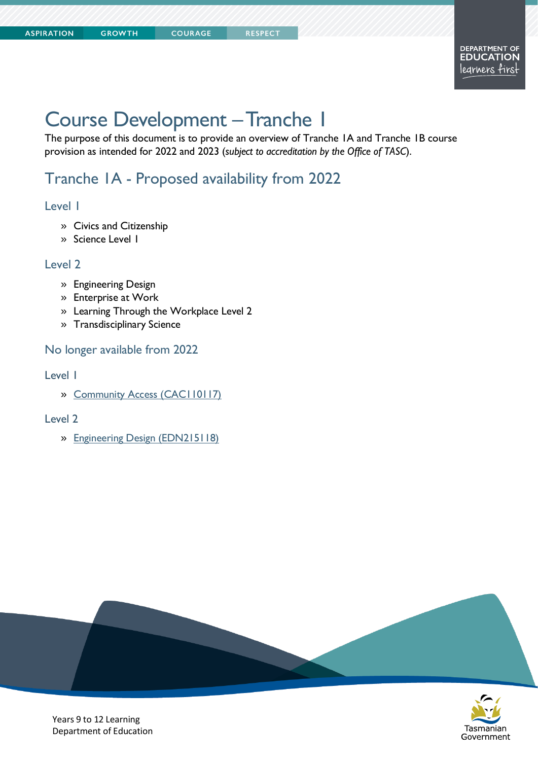# Course Development – Tranche 1

The purpose of this document is to provide an overview of Tranche 1A and Tranche 1B course provision as intended for 2022 and 2023 (*subject to accreditation by the Office of TASC*).

## Tranche 1A - Proposed availability from 2022

### Level 1

- Civics and Citizenship
- Science Level 1

### Level 2

- Engineering Design
- Enterprise at Work
- Learning Through the Workplace Level 2
- Transdisciplinary Science

## No longer available from 2022

### Level 1

- Community Access (CAC110117)

### Level 2

- Engineering Design (EDN215118)

Years 9 to 12 Learning
Department of Education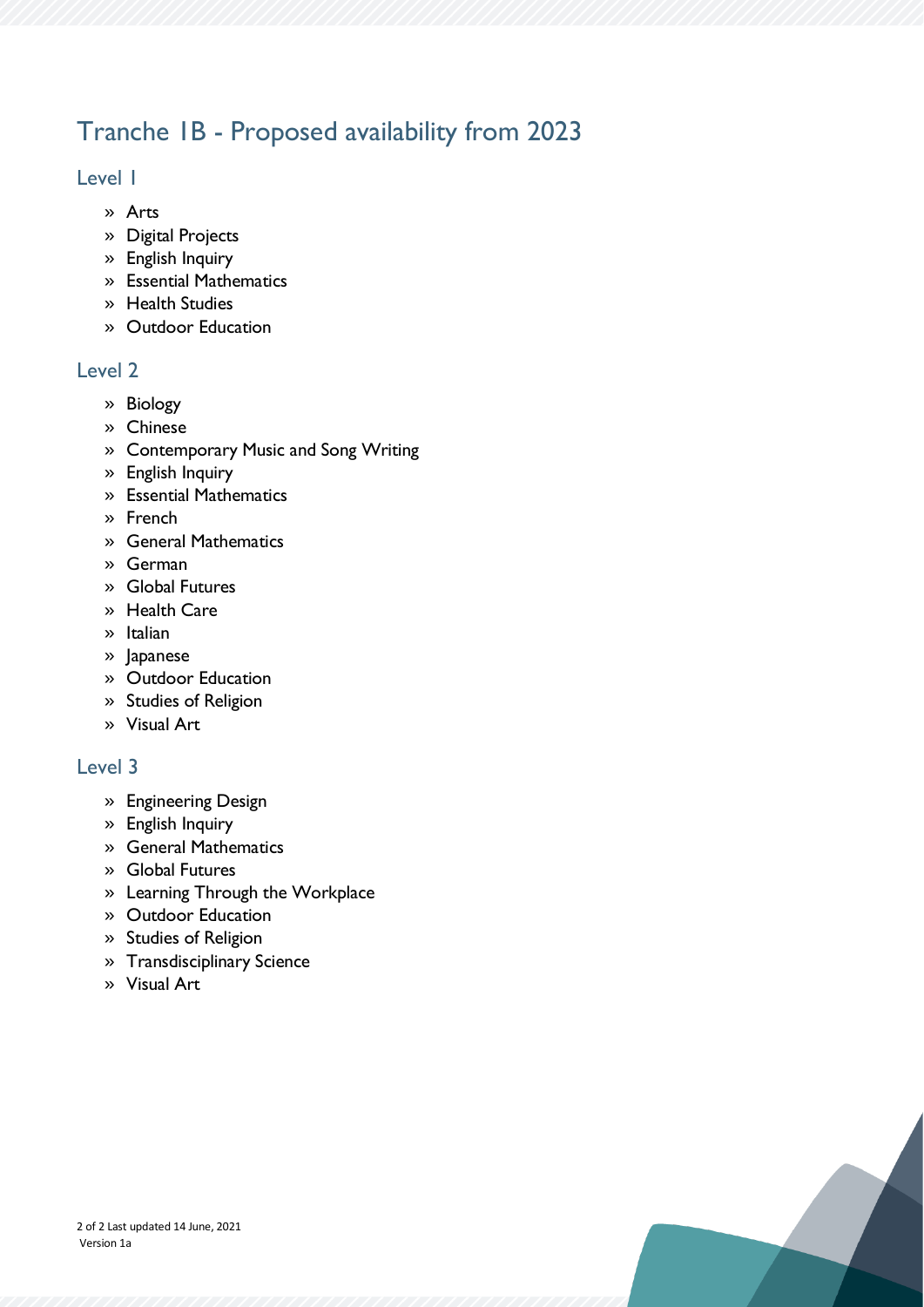# Tranche 1B - Proposed availability from 2023

## Level 1

- Arts
- Digital Projects
- English Inquiry
- Essential Mathematics
- Health Studies
- Outdoor Education

## Level 2

- Biology
- Chinese
- Contemporary Music and Song Writing
- English Inquiry
- Essential Mathematics
- French
- General Mathematics
- German
- Global Futures
- Health Care
- Italian
- Japanese
- Outdoor Education
- Studies of Religion
- Visual Art

## Level 3

- Engineering Design
- English Inquiry
- General Mathematics
- Global Futures
- Learning Through the Workplace
- Outdoor Education
- Studies of Religion
- Transdisciplinary Science
- Visual Art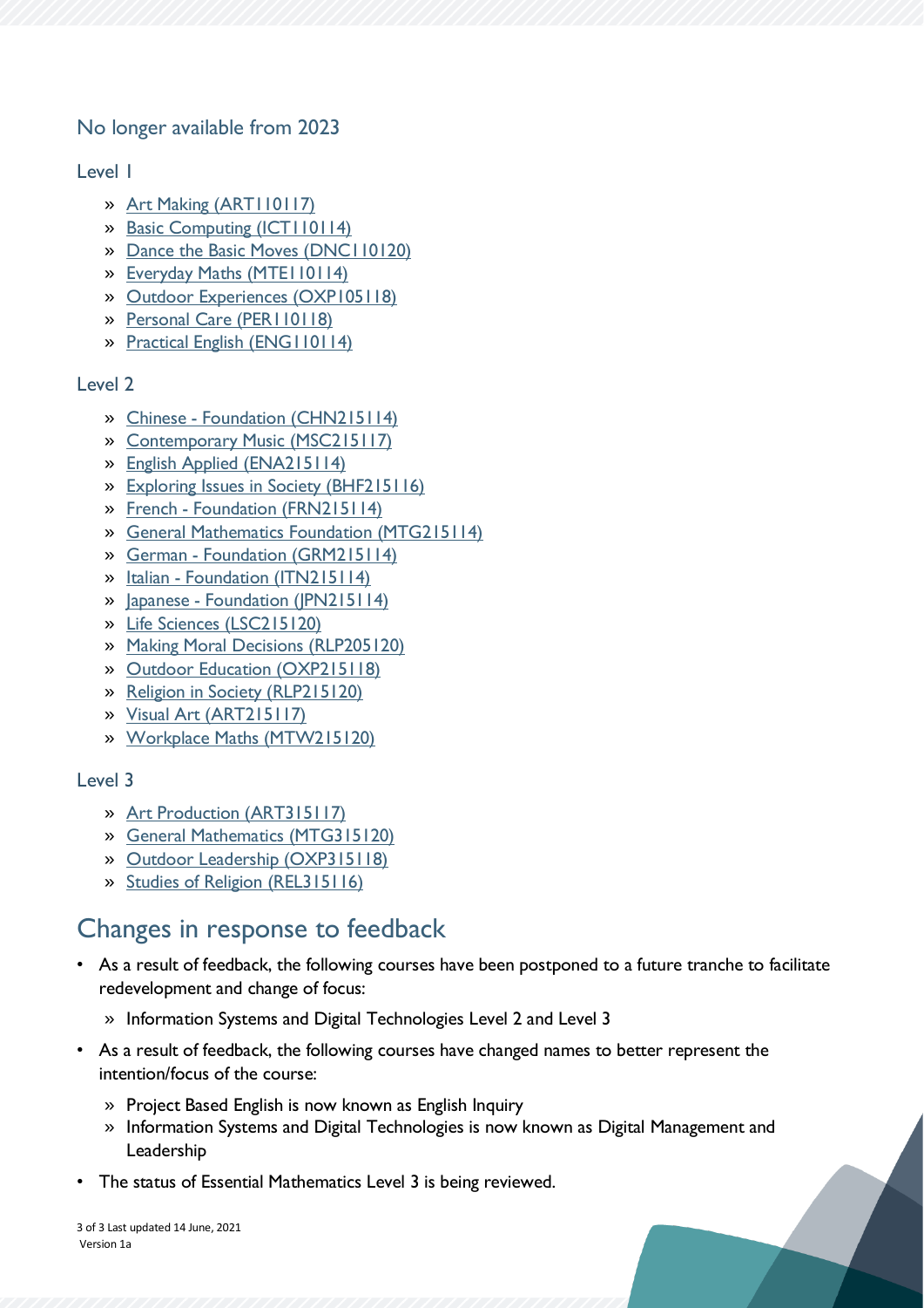### No longer available from 2023

#### Level 1

- Art Making (ART110117)
- Basic Computing (ICT110114)
- Dance the Basic Moves (DNC110120)
- Everyday Maths (MTE110114)
- Outdoor Experiences (OXP105118)
- Personal Care (PER110118)
- Practical English (ENG110114)

#### Level 2

- Chinese - Foundation (CHN215114)
- Contemporary Music (MSC215117)
- English Applied (ENA215114)
- Exploring Issues in Society (BHF215116)
- French - Foundation (FRN215114)
- General Mathematics Foundation (MTG215114)
- German - Foundation (GRM215114)
- Italian - Foundation (ITN215114)
- Japanese - Foundation (JPN215114)
- Life Sciences (LSC215120)
- Making Moral Decisions (RLP205120)
- Outdoor Education (OXP215118)
- Religion in Society (RLP215120)
- Visual Art (ART215117)
- Workplace Maths (MTW215120)

#### Level 3

- Art Production (ART315117)
- General Mathematics (MTG315120)
- Outdoor Leadership (OXP315118)
- Studies of Religion (REL315116)

## Changes in response to feedback

- As a result of feedback, the following courses have been postponed to a future tranche to facilitate redevelopment and change of focus:
  - Information Systems and Digital Technologies Level 2 and Level 3
- As a result of feedback, the following courses have changed names to better represent the intention/focus of the course:
  - Project Based English is now known as English Inquiry
  - Information Systems and Digital Technologies is now known as Digital Management and Leadership
- The status of Essential Mathematics Level 3 is being reviewed.

Last updated 14 June, 2021
Version 1a